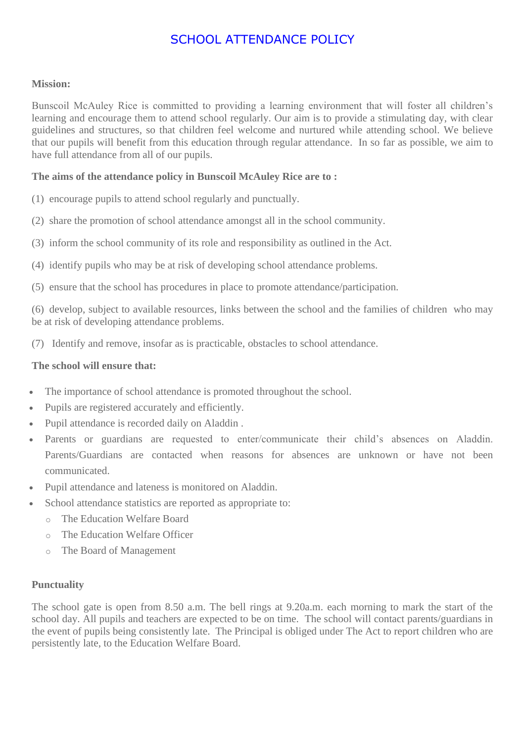# SCHOOL ATTENDANCE POLICY

**Mission:**

Bunscoil McAuley Rice is committed to providing a learning environment that will foster all children's learning and encourage them to attend school regularly. Our aim is to provide a stimulating day, with clear guidelines and structures, so that children feel welcome and nurtured while attending school. We believe that our pupils will benefit from this education through regular attendance. In so far as possible, we aim to have full attendance from all of our pupils.

**The aims of the attendance policy in Bunscoil McAuley Rice are to :**

(1) encourage pupils to attend school regularly and punctually.

(2) share the promotion of school attendance amongst all in the school community.

(3) inform the school community of its role and responsibility as outlined in the Act.

(4) identify pupils who may be at risk of developing school attendance problems.

(5) ensure that the school has procedures in place to promote attendance/participation.

(6) develop, subject to available resources, links between the school and the families of children who may be at risk of developing attendance problems.

(7) Identify and remove, insofar as is practicable, obstacles to school attendance.

**The school will ensure that:**

- The importance of school attendance is promoted throughout the school.
- Pupils are registered accurately and efficiently.
- Pupil attendance is recorded daily on Aladdin .
- Parents or guardians are requested to enter/communicate their child's absences on Aladdin. Parents/Guardians are contacted when reasons for absences are unknown or have not been communicated.
- Pupil attendance and lateness is monitored on Aladdin.
- School attendance statistics are reported as appropriate to:
  - The Education Welfare Board
  - The Education Welfare Officer
  - The Board of Management

**Punctuality**

The school gate is open from 8.50 a.m. The bell rings at 9.20a.m. each morning to mark the start of the school day. All pupils and teachers are expected to be on time. The school will contact parents/guardians in the event of pupils being consistently late. The Principal is obliged under The Act to report children who are persistently late, to the Education Welfare Board.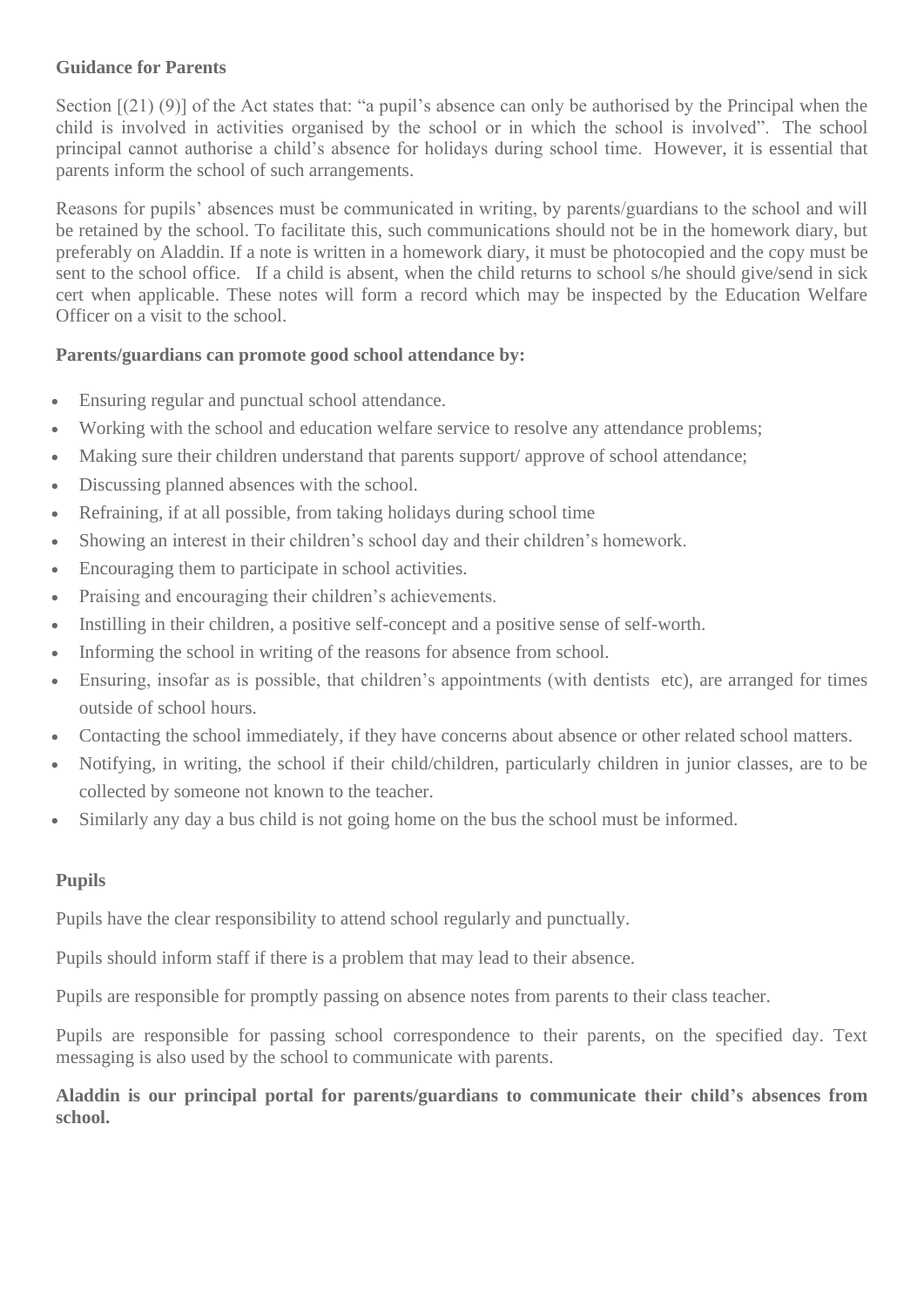**Guidance for Parents**

Section [(21) (9)] of the Act states that: "a pupil's absence can only be authorised by the Principal when the child is involved in activities organised by the school or in which the school is involved". The school principal cannot authorise a child's absence for holidays during school time. However, it is essential that parents inform the school of such arrangements.

Reasons for pupils' absences must be communicated in writing, by parents/guardians to the school and will be retained by the school. To facilitate this, such communications should not be in the homework diary, but preferably on Aladdin. If a note is written in a homework diary, it must be photocopied and the copy must be sent to the school office. If a child is absent, when the child returns to school s/he should give/send in sick cert when applicable. These notes will form a record which may be inspected by the Education Welfare Officer on a visit to the school.

**Parents/guardians can promote good school attendance by:**

- Ensuring regular and punctual school attendance.
- Working with the school and education welfare service to resolve any attendance problems;
- Making sure their children understand that parents support/ approve of school attendance;
- Discussing planned absences with the school.
- Refraining, if at all possible, from taking holidays during school time
- Showing an interest in their children's school day and their children's homework.
- Encouraging them to participate in school activities.
- Praising and encouraging their children's achievements.
- Instilling in their children, a positive self-concept and a positive sense of self-worth.
- Informing the school in writing of the reasons for absence from school.
- Ensuring, insofar as is possible, that children's appointments (with dentists etc), are arranged for times outside of school hours.
- Contacting the school immediately, if they have concerns about absence or other related school matters.
- Notifying, in writing, the school if their child/children, particularly children in junior classes, are to be collected by someone not known to the teacher.
- Similarly any day a bus child is not going home on the bus the school must be informed.

**Pupils**

Pupils have the clear responsibility to attend school regularly and punctually.

Pupils should inform staff if there is a problem that may lead to their absence.

Pupils are responsible for promptly passing on absence notes from parents to their class teacher.

Pupils are responsible for passing school correspondence to their parents, on the specified day. Text messaging is also used by the school to communicate with parents.

**Aladdin is our principal portal for parents/guardians to communicate their child's absences from school.**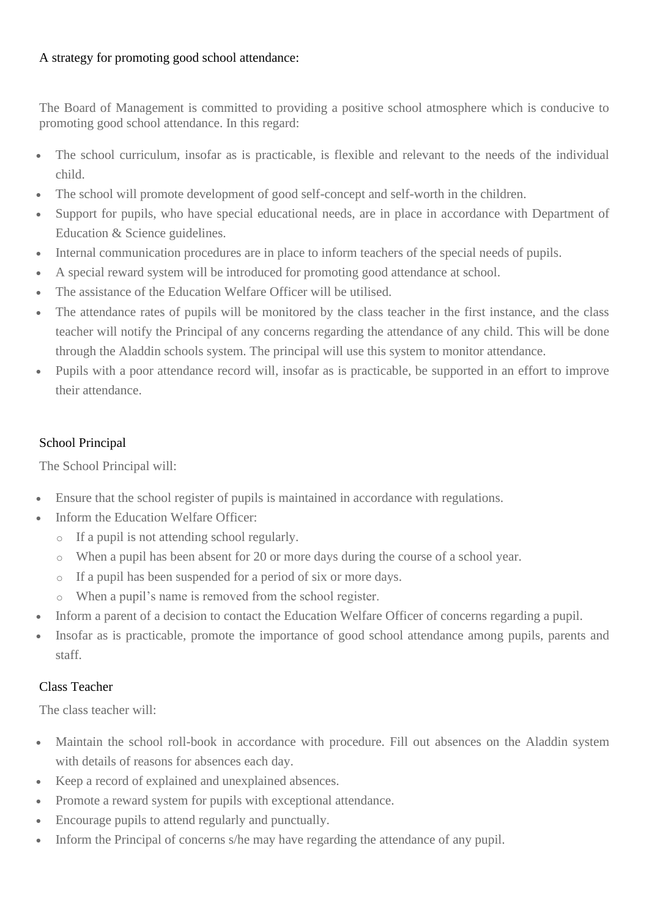A strategy for promoting good school attendance:

The Board of Management is committed to providing a positive school atmosphere which is conducive to promoting good school attendance. In this regard:

- The school curriculum, insofar as is practicable, is flexible and relevant to the needs of the individual child.
- The school will promote development of good self-concept and self-worth in the children.
- Support for pupils, who have special educational needs, are in place in accordance with Department of Education & Science guidelines.
- Internal communication procedures are in place to inform teachers of the special needs of pupils.
- A special reward system will be introduced for promoting good attendance at school.
- The assistance of the Education Welfare Officer will be utilised.
- The attendance rates of pupils will be monitored by the class teacher in the first instance, and the class teacher will notify the Principal of any concerns regarding the attendance of any child. This will be done through the Aladdin schools system. The principal will use this system to monitor attendance.
- Pupils with a poor attendance record will, insofar as is practicable, be supported in an effort to improve their attendance.

School Principal

The School Principal will:

- Ensure that the school register of pupils is maintained in accordance with regulations.
- Inform the Education Welfare Officer:
  - If a pupil is not attending school regularly.
  - When a pupil has been absent for 20 or more days during the course of a school year.
  - If a pupil has been suspended for a period of six or more days.
  - When a pupil's name is removed from the school register.
- Inform a parent of a decision to contact the Education Welfare Officer of concerns regarding a pupil.
- Insofar as is practicable, promote the importance of good school attendance among pupils, parents and staff.

Class Teacher

The class teacher will:

- Maintain the school roll-book in accordance with procedure. Fill out absences on the Aladdin system with details of reasons for absences each day.
- Keep a record of explained and unexplained absences.
- Promote a reward system for pupils with exceptional attendance.
- Encourage pupils to attend regularly and punctually.
- Inform the Principal of concerns s/he may have regarding the attendance of any pupil.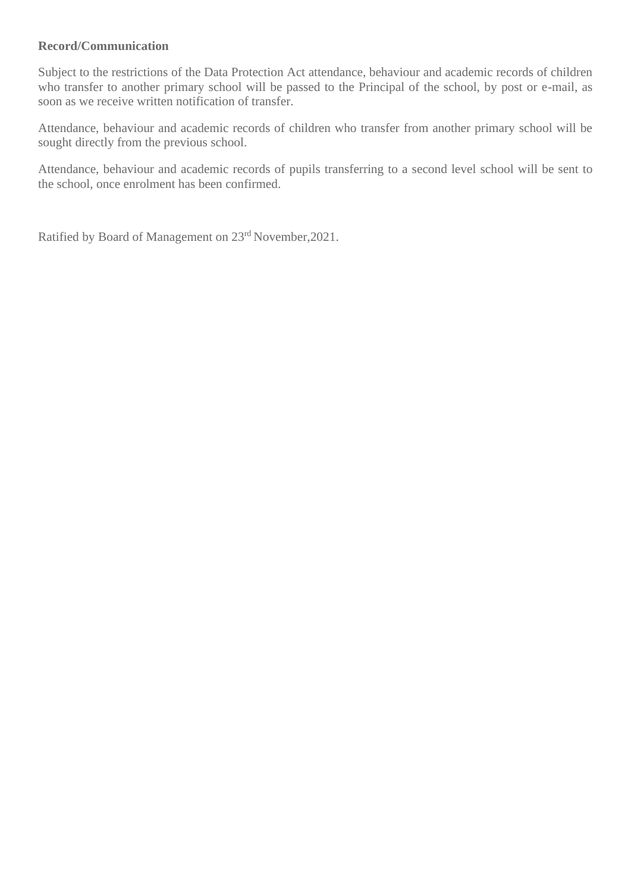**Record/Communication**

Subject to the restrictions of the Data Protection Act attendance, behaviour and academic records of children who transfer to another primary school will be passed to the Principal of the school, by post or e-mail, as soon as we receive written notification of transfer.

Attendance, behaviour and academic records of children who transfer from another primary school will be sought directly from the previous school.

Attendance, behaviour and academic records of pupils transferring to a second level school will be sent to the school, once enrolment has been confirmed.

Ratified by Board of Management on 23rd November,2021.